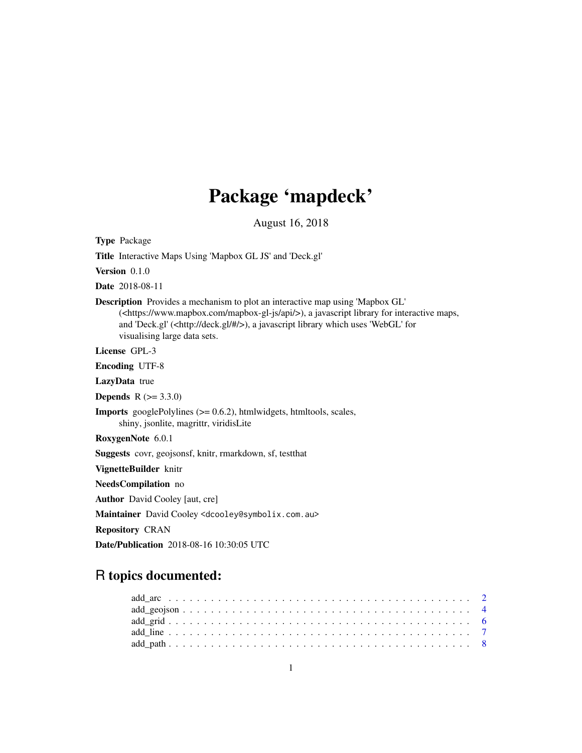# Package 'mapdeck'

August 16, 2018

**Type** Package

**Title** Interactive Maps Using 'Mapbox GL JS' and 'Deck.gl'

**Version** 0.1.0

**Date** 2018-08-11

**Description** Provides a mechanism to plot an interactive map using 'Mapbox GL' (<https://www.mapbox.com/mapbox-gl-js/api/>), a javascript library for interactive maps, and 'Deck.gl' (<http://deck.gl/#/>), a javascript library which uses 'WebGL' for visualising large data sets.

**License** GPL-3

**Encoding** UTF-8

**LazyData** true

**Depends** R (>= 3.3.0)

**Imports** googlePolylines (>= 0.6.2), htmlwidgets, htmltools, scales, shiny, jsonlite, magrittr, viridisLite

**RoxygenNote** 6.0.1

**Suggests** covr, geojsonsf, knitr, rmarkdown, sf, testthat

**VignetteBuilder** knitr

**NeedsCompilation** no

**Author** David Cooley [aut, cre]

**Maintainer** David Cooley <dcooley@symbolix.com.au>

**Repository** CRAN

**Date/Publication** 2018-08-16 10:30:05 UTC

## R topics documented:

add_arc . . . . . . . . . . . . . . . . . . . . . . . . . . . . . . . . . . . . . . . . . . 2
add_geojson . . . . . . . . . . . . . . . . . . . . . . . . . . . . . . . . . . . . . . . . 4
add_grid . . . . . . . . . . . . . . . . . . . . . . . . . . . . . . . . . . . . . . . . . . 6
add_line . . . . . . . . . . . . . . . . . . . . . . . . . . . . . . . . . . . . . . . . . . 7
add_path . . . . . . . . . . . . . . . . . . . . . . . . . . . . . . . . . . . . . . . . . . 8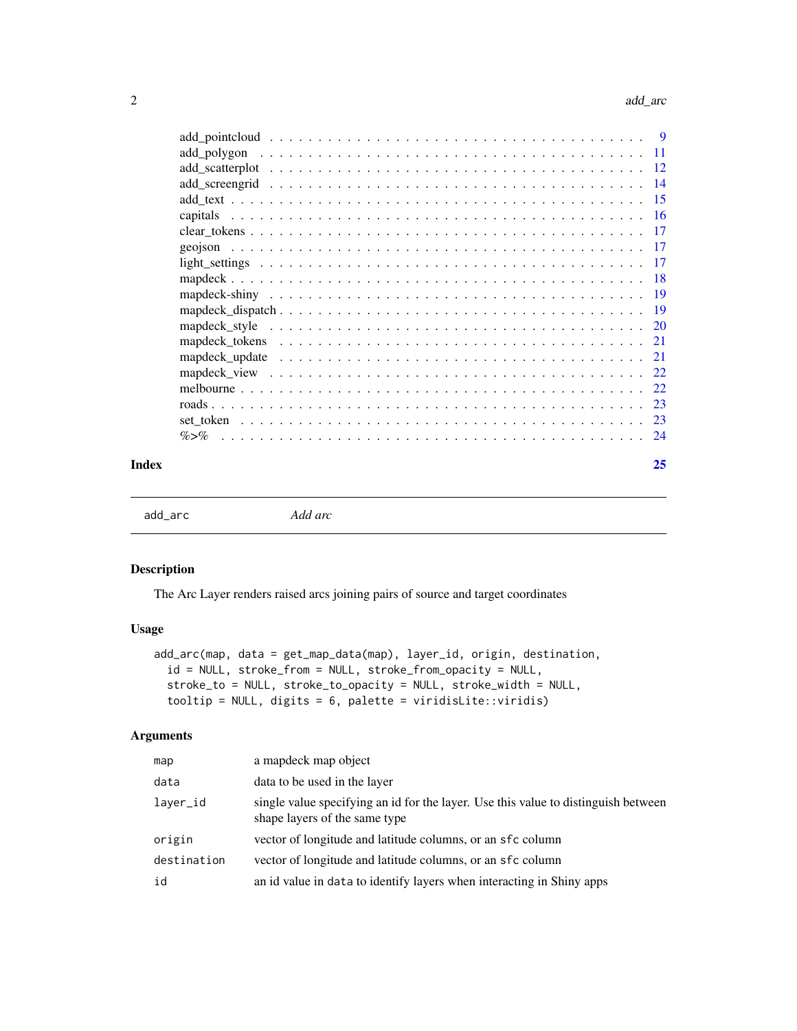add_pointcloud . . . . . . . . . . . . . . . . . . . . . . . . . . . . . . . . . . . . . . . 9
add_polygon . . . . . . . . . . . . . . . . . . . . . . . . . . . . . . . . . . . . . . . 11
add_scatterplot . . . . . . . . . . . . . . . . . . . . . . . . . . . . . . . . . . . . . . . 12
add_screengrid . . . . . . . . . . . . . . . . . . . . . . . . . . . . . . . . . . . . . . . 14
add_text . . . . . . . . . . . . . . . . . . . . . . . . . . . . . . . . . . . . . . . 15
capitals . . . . . . . . . . . . . . . . . . . . . . . . . . . . . . . . . . . . . . . 16
clear_tokens . . . . . . . . . . . . . . . . . . . . . . . . . . . . . . . . . . . . . . . 17
geojson . . . . . . . . . . . . . . . . . . . . . . . . . . . . . . . . . . . . . . . 17
light_settings . . . . . . . . . . . . . . . . . . . . . . . . . . . . . . . . . . . . . . . 17
mapdeck . . . . . . . . . . . . . . . . . . . . . . . . . . . . . . . . . . . . . . . 18
mapdeck-shiny . . . . . . . . . . . . . . . . . . . . . . . . . . . . . . . . . . . . . . . 19
mapdeck_dispatch . . . . . . . . . . . . . . . . . . . . . . . . . . . . . . . . . . . . . . . 19
mapdeck_style . . . . . . . . . . . . . . . . . . . . . . . . . . . . . . . . . . . . . . . 20
mapdeck_tokens . . . . . . . . . . . . . . . . . . . . . . . . . . . . . . . . . . . . . . . 21
mapdeck_update . . . . . . . . . . . . . . . . . . . . . . . . . . . . . . . . . . . . . . . 21
mapdeck_view . . . . . . . . . . . . . . . . . . . . . . . . . . . . . . . . . . . . . . . 22
melbourne . . . . . . . . . . . . . . . . . . . . . . . . . . . . . . . . . . . . . . . 22
roads . . . . . . . . . . . . . . . . . . . . . . . . . . . . . . . . . . . . . . . 23
set_token . . . . . . . . . . . . . . . . . . . . . . . . . . . . . . . . . . . . . . . 23
%>% . . . . . . . . . . . . . . . . . . . . . . . . . . . . . . . . . . . . . . . 24

**Index** **25**

---

`add_arc` *Add arc*

---

## Description

The Arc Layer renders raised arcs joining pairs of source and target coordinates

## Usage

```
add_arc(map, data = get_map_data(map), layer_id, origin, destination,
  id = NULL, stroke_from = NULL, stroke_from_opacity = NULL,
  stroke_to = NULL, stroke_to_opacity = NULL, stroke_width = NULL,
  tooltip = NULL, digits = 6, palette = viridisLite::viridis)
```

## Arguments

| | |
|---|---|
| `map` | a mapdeck map object |
| `data` | data to be used in the layer |
| `layer_id` | single value specifying an id for the layer. Use this value to distinguish between shape layers of the same type |
| `origin` | vector of longitude and latitude columns, or an `sfc` column |
| `destination` | vector of longitude and latitude columns, or an `sfc` column |
| `id` | an id value in `data` to identify layers when interacting in Shiny apps |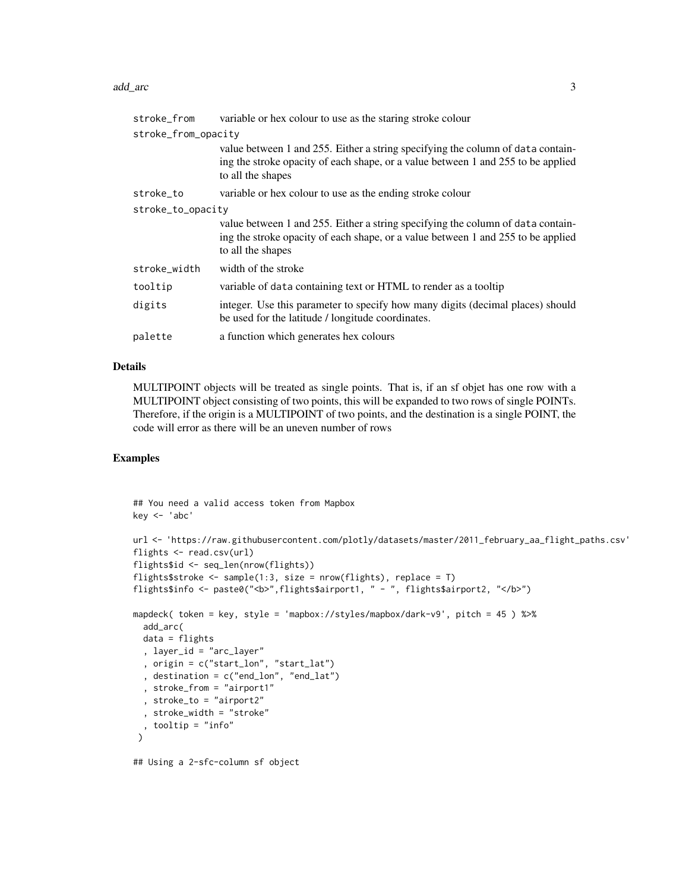| | |
|---|---|
| `stroke_from` | variable or hex colour to use as the staring stroke colour |
| `stroke_from_opacity` | value between 1 and 255. Either a string specifying the column of `data` containing the stroke opacity of each shape, or a value between 1 and 255 to be applied to all the shapes |
| `stroke_to` | variable or hex colour to use as the ending stroke colour |
| `stroke_to_opacity` | value between 1 and 255. Either a string specifying the column of `data` containing the stroke opacity of each shape, or a value between 1 and 255 to be applied to all the shapes |
| `stroke_width` | width of the stroke |
| `tooltip` | variable of `data` containing text or HTML to render as a tooltip |
| `digits` | integer. Use this parameter to specify how many digits (decimal places) should be used for the latitude / longitude coordinates. |
| `palette` | a function which generates hex colours |

## Details

MULTIPOINT objects will be treated as single points. That is, if an sf objet has one row with a MULTIPOINT object consisting of two points, this will be expanded to two rows of single POINTs. Therefore, if the origin is a MULTIPOINT of two points, and the destination is a single POINT, the code will error as there will be an uneven number of rows

## Examples

```
## You need a valid access token from Mapbox
key <- 'abc'

url <- 'https://raw.githubusercontent.com/plotly/datasets/master/2011_february_aa_flight_paths.csv'
flights <- read.csv(url)
flights$id <- seq_len(nrow(flights))
flights$stroke <- sample(1:3, size = nrow(flights), replace = T)
flights$info <- paste0("<b>",flights$airport1, " - ", flights$airport2, "</b>")

mapdeck( token = key, style = 'mapbox://styles/mapbox/dark-v9', pitch = 45 ) %>%
  add_arc(
  data = flights
  , layer_id = "arc_layer"
  , origin = c("start_lon", "start_lat")
  , destination = c("end_lon", "end_lat")
  , stroke_from = "airport1"
  , stroke_to = "airport2"
  , stroke_width = "stroke"
  , tooltip = "info"
 )

## Using a 2-sfc-column sf object
```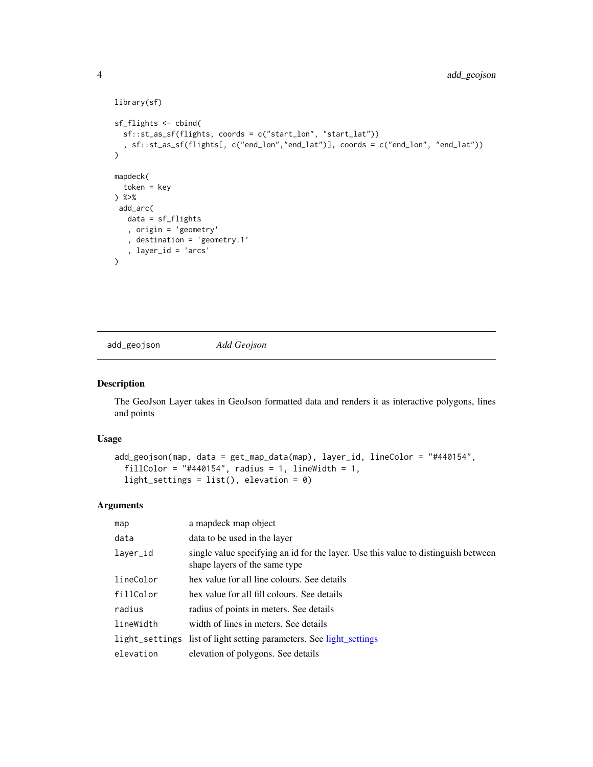```
library(sf)

sf_flights <- cbind(
  sf::st_as_sf(flights, coords = c("start_lon", "start_lat"))
  , sf::st_as_sf(flights[, c("end_lon","end_lat")], coords = c("end_lon", "end_lat"))
)

mapdeck(
  token = key
) %>%
 add_arc(
   data = sf_flights
   , origin = 'geometry'
   , destination = 'geometry.1'
   , layer_id = 'arcs'
)
```

## add_geojson *Add Geojson*

### Description

The GeoJson Layer takes in GeoJson formatted data and renders it as interactive polygons, lines and points

### Usage

```
add_geojson(map, data = get_map_data(map), layer_id, lineColor = "#440154",
  fillColor = "#440154", radius = 1, lineWidth = 1,
  light_settings = list(), elevation = 0)
```

### Arguments

| | |
|---|---|
| map | a mapdeck map object |
| data | data to be used in the layer |
| layer_id | single value specifying an id for the layer. Use this value to distinguish between shape layers of the same type |
| lineColor | hex value for all line colours. See details |
| fillColor | hex value for all fill colours. See details |
| radius | radius of points in meters. See details |
| lineWidth | width of lines in meters. See details |
| light_settings | list of light setting parameters. See light_settings |
| elevation | elevation of polygons. See details |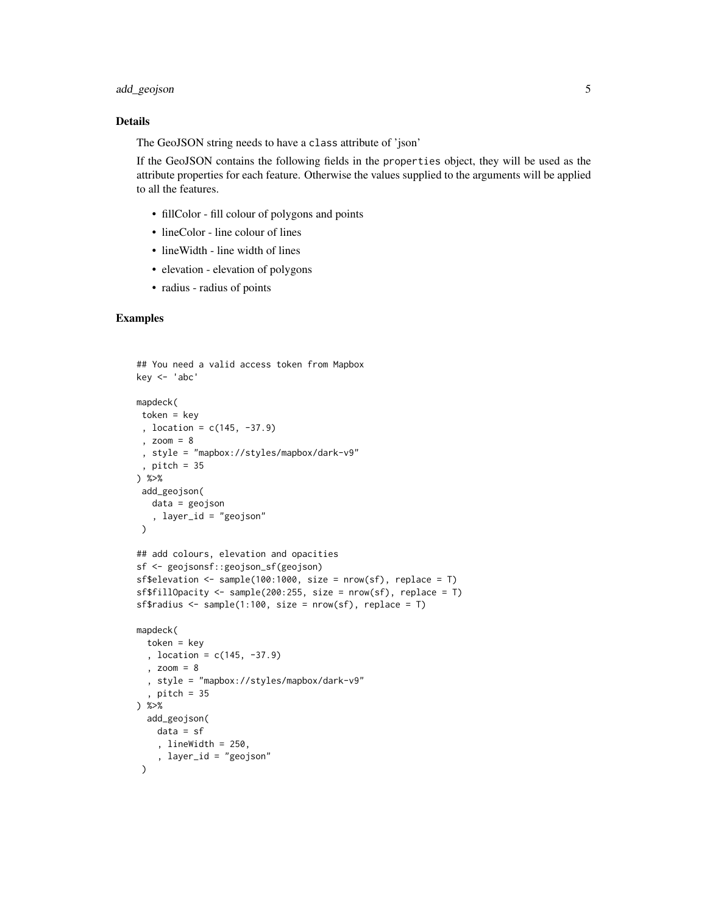## Details

The GeoJSON string needs to have a `class` attribute of 'json'

If the GeoJSON contains the following fields in the `properties` object, they will be used as the attribute properties for each feature. Otherwise the values supplied to the arguments will be applied to all the features.

- fillColor - fill colour of polygons and points
- lineColor - line colour of lines
- lineWidth - line width of lines
- elevation - elevation of polygons
- radius - radius of points

## Examples

```
## You need a valid access token from Mapbox
key <- 'abc'

mapdeck(
 token = key
 , location = c(145, -37.9)
 , zoom = 8
 , style = "mapbox://styles/mapbox/dark-v9"
 , pitch = 35
) %>%
 add_geojson(
   data = geojson
   , layer_id = "geojson"
 )

## add colours, elevation and opacities
sf <- geojsonsf::geojson_sf(geojson)
sf$elevation <- sample(100:1000, size = nrow(sf), replace = T)
sf$fillOpacity <- sample(200:255, size = nrow(sf), replace = T)
sf$radius <- sample(1:100, size = nrow(sf), replace = T)

mapdeck(
  token = key
  , location = c(145, -37.9)
  , zoom = 8
  , style = "mapbox://styles/mapbox/dark-v9"
  , pitch = 35
) %>%
  add_geojson(
    data = sf
    , lineWidth = 250,
    , layer_id = "geojson"
 )
```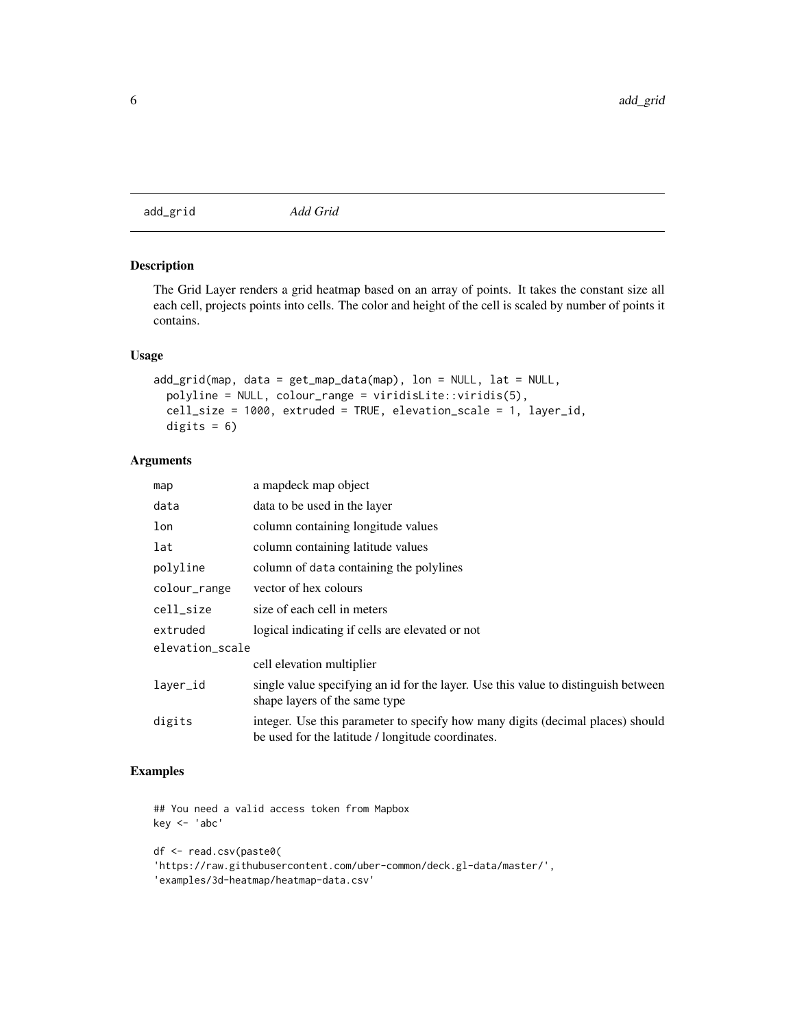## add_grid *Add Grid*

### Description

The Grid Layer renders a grid heatmap based on an array of points. It takes the constant size all each cell, projects points into cells. The color and height of the cell is scaled by number of points it contains.

### Usage

```
add_grid(map, data = get_map_data(map), lon = NULL, lat = NULL,
  polyline = NULL, colour_range = viridisLite::viridis(5),
  cell_size = 1000, extruded = TRUE, elevation_scale = 1, layer_id,
  digits = 6)
```

### Arguments

| | |
|---|---|
| map | a mapdeck map object |
| data | data to be used in the layer |
| lon | column containing longitude values |
| lat | column containing latitude values |
| polyline | column of data containing the polylines |
| colour_range | vector of hex colours |
| cell_size | size of each cell in meters |
| extruded | logical indicating if cells are elevated or not |
| elevation_scale | cell elevation multiplier |
| layer_id | single value specifying an id for the layer. Use this value to distinguish between shape layers of the same type |
| digits | integer. Use this parameter to specify how many digits (decimal places) should be used for the latitude / longitude coordinates. |

### Examples

```
## You need a valid access token from Mapbox
key <- 'abc'

df <- read.csv(paste0(
'https://raw.githubusercontent.com/uber-common/deck.gl-data/master/',
'examples/3d-heatmap/heatmap-data.csv'
```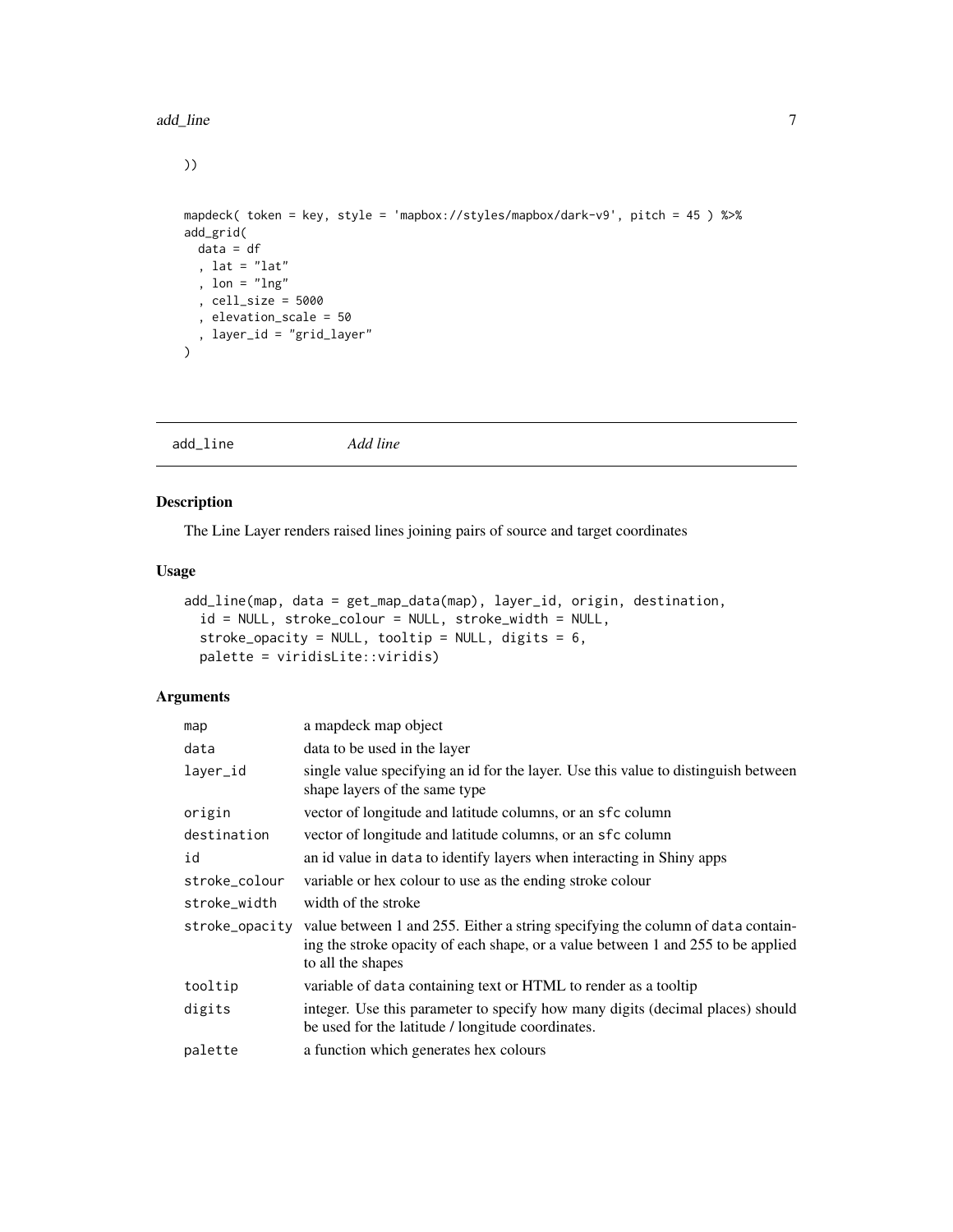```
))


mapdeck( token = key, style = 'mapbox://styles/mapbox/dark-v9', pitch = 45 ) %>%
add_grid(
  data = df
  , lat = "lat"
  , lon = "lng"
  , cell_size = 5000
  , elevation_scale = 50
  , layer_id = "grid_layer"
)
```

## add_line *Add line*

### Description

The Line Layer renders raised lines joining pairs of source and target coordinates

### Usage

```
add_line(map, data = get_map_data(map), layer_id, origin, destination,
  id = NULL, stroke_colour = NULL, stroke_width = NULL,
  stroke_opacity = NULL, tooltip = NULL, digits = 6,
  palette = viridisLite::viridis)
```

### Arguments

| | |
|---|---|
| `map` | a mapdeck map object |
| `data` | data to be used in the layer |
| `layer_id` | single value specifying an id for the layer. Use this value to distinguish between shape layers of the same type |
| `origin` | vector of longitude and latitude columns, or an `sfc` column |
| `destination` | vector of longitude and latitude columns, or an `sfc` column |
| `id` | an id value in `data` to identify layers when interacting in Shiny apps |
| `stroke_colour` | variable or hex colour to use as the ending stroke colour |
| `stroke_width` | width of the stroke |
| `stroke_opacity` | value between 1 and 255. Either a string specifying the column of `data` containing the stroke opacity of each shape, or a value between 1 and 255 to be applied to all the shapes |
| `tooltip` | variable of `data` containing text or HTML to render as a tooltip |
| `digits` | integer. Use this parameter to specify how many digits (decimal places) should be used for the latitude / longitude coordinates. |
| `palette` | a function which generates hex colours |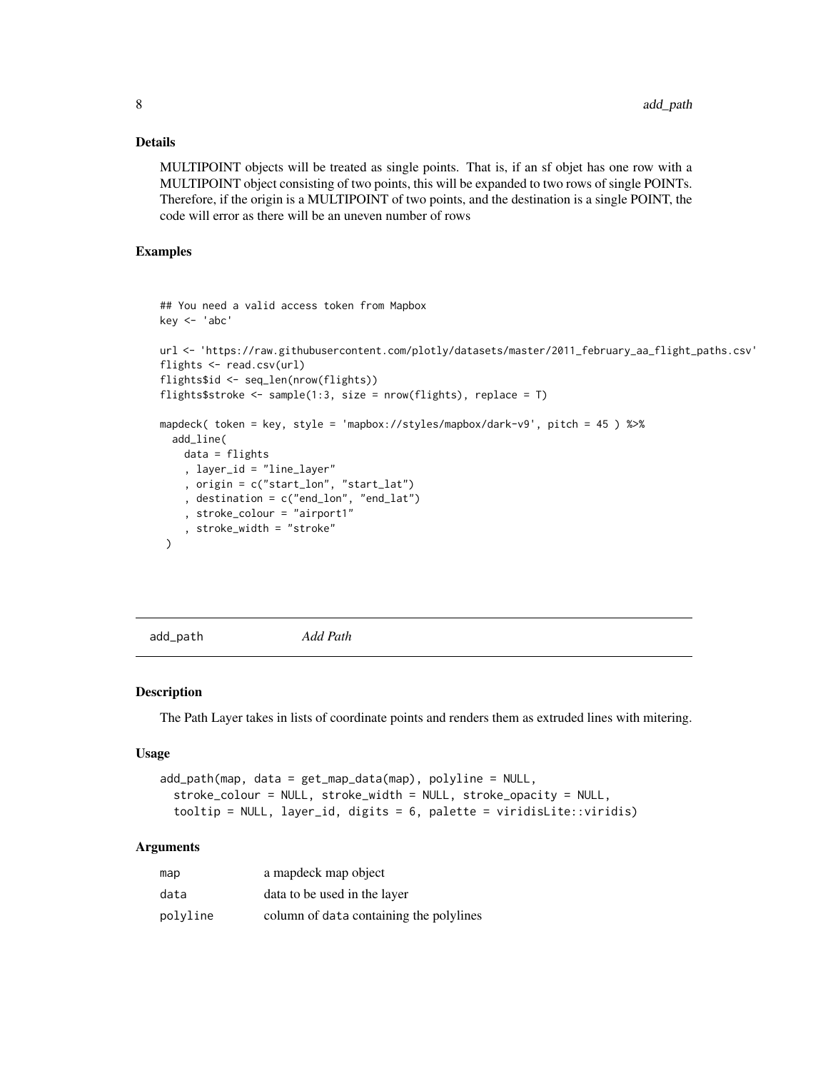### Details

MULTIPOINT objects will be treated as single points. That is, if an sf objet has one row with a MULTIPOINT object consisting of two points, this will be expanded to two rows of single POINTs. Therefore, if the origin is a MULTIPOINT of two points, and the destination is a single POINT, the code will error as there will be an uneven number of rows

### Examples

```
## You need a valid access token from Mapbox
key <- 'abc'

url <- 'https://raw.githubusercontent.com/plotly/datasets/master/2011_february_aa_flight_paths.csv'
flights <- read.csv(url)
flights$id <- seq_len(nrow(flights))
flights$stroke <- sample(1:3, size = nrow(flights), replace = T)

mapdeck( token = key, style = 'mapbox://styles/mapbox/dark-v9', pitch = 45 ) %>%
  add_line(
    data = flights
    , layer_id = "line_layer"
    , origin = c("start_lon", "start_lat")
    , destination = c("end_lon", "end_lat")
    , stroke_colour = "airport1"
    , stroke_width = "stroke"
 )
```

## add_path *Add Path*

### Description

The Path Layer takes in lists of coordinate points and renders them as extruded lines with mitering.

### Usage

```
add_path(map, data = get_map_data(map), polyline = NULL,
  stroke_colour = NULL, stroke_width = NULL, stroke_opacity = NULL,
  tooltip = NULL, layer_id, digits = 6, palette = viridisLite::viridis)
```

### Arguments

| | |
|---|---|
| map | a mapdeck map object |
| data | data to be used in the layer |
| polyline | column of data containing the polylines |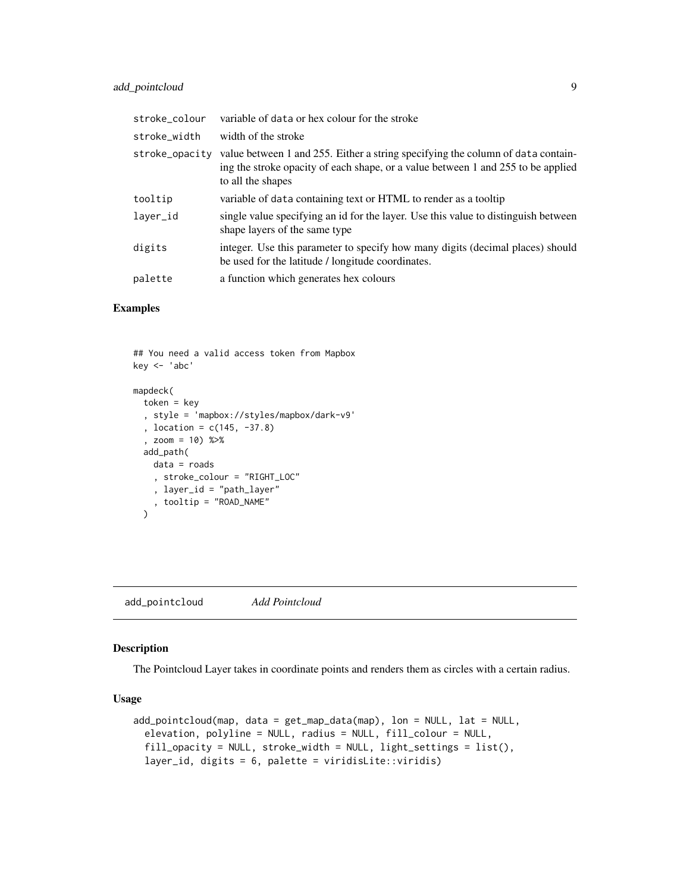| | |
|---|---|
| stroke_colour | variable of data or hex colour for the stroke |
| stroke_width | width of the stroke |
| stroke_opacity | value between 1 and 255. Either a string specifying the column of data containing the stroke opacity of each shape, or a value between 1 and 255 to be applied to all the shapes |
| tooltip | variable of data containing text or HTML to render as a tooltip |
| layer_id | single value specifying an id for the layer. Use this value to distinguish between shape layers of the same type |
| digits | integer. Use this parameter to specify how many digits (decimal places) should be used for the latitude / longitude coordinates. |
| palette | a function which generates hex colours |

### Examples

```
## You need a valid access token from Mapbox
key <- 'abc'

mapdeck(
  token = key
  , style = 'mapbox://styles/mapbox/dark-v9'
  , location = c(145, -37.8)
  , zoom = 10) %>%
  add_path(
    data = roads
    , stroke_colour = "RIGHT_LOC"
    , layer_id = "path_layer"
    , tooltip = "ROAD_NAME"
  )
```

## add_pointcloud *Add Pointcloud*

### Description

The Pointcloud Layer takes in coordinate points and renders them as circles with a certain radius.

### Usage

```
add_pointcloud(map, data = get_map_data(map), lon = NULL, lat = NULL,
  elevation, polyline = NULL, radius = NULL, fill_colour = NULL,
  fill_opacity = NULL, stroke_width = NULL, light_settings = list(),
  layer_id, digits = 6, palette = viridisLite::viridis)
```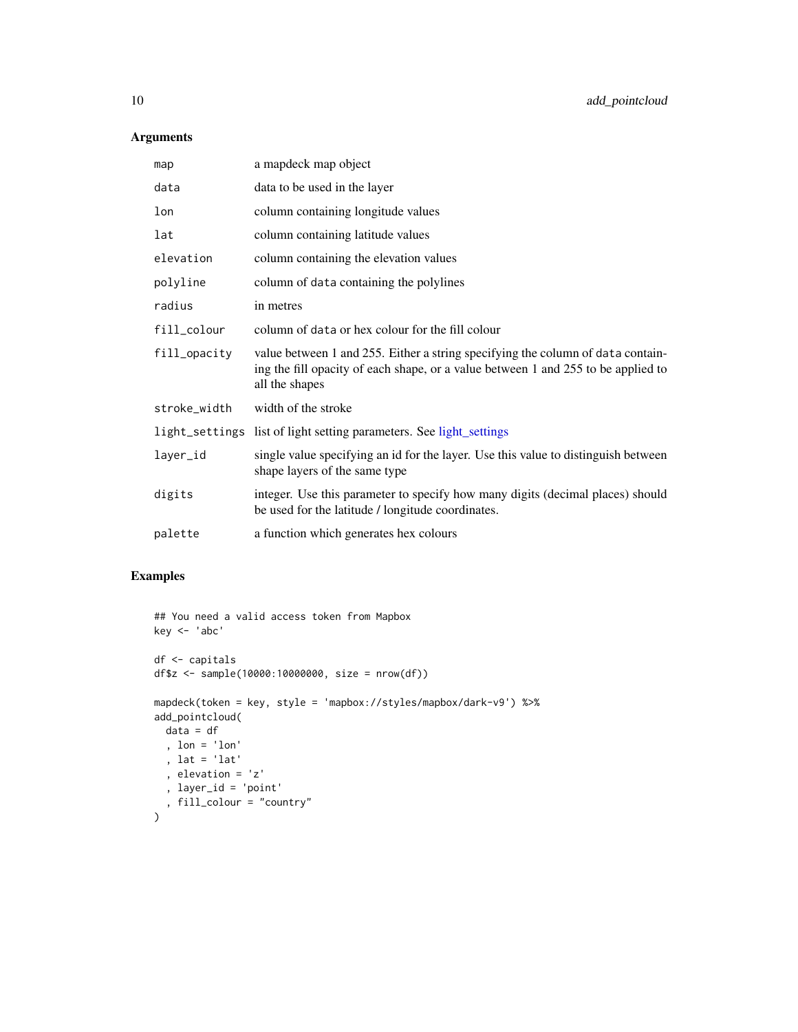## Arguments

| | |
|---|---|
| `map` | a mapdeck map object |
| `data` | data to be used in the layer |
| `lon` | column containing longitude values |
| `lat` | column containing latitude values |
| `elevation` | column containing the elevation values |
| `polyline` | column of `data` containing the polylines |
| `radius` | in metres |
| `fill_colour` | column of `data` or hex colour for the fill colour |
| `fill_opacity` | value between 1 and 255. Either a string specifying the column of `data` containing the fill opacity of each shape, or a value between 1 and 255 to be applied to all the shapes |
| `stroke_width` | width of the stroke |
| `light_settings` | list of light setting parameters. See light_settings |
| `layer_id` | single value specifying an id for the layer. Use this value to distinguish between shape layers of the same type |
| `digits` | integer. Use this parameter to specify how many digits (decimal places) should be used for the latitude / longitude coordinates. |
| `palette` | a function which generates hex colours |

## Examples

```
## You need a valid access token from Mapbox
key <- 'abc'

df <- capitals
df$z <- sample(10000:10000000, size = nrow(df))

mapdeck(token = key, style = 'mapbox://styles/mapbox/dark-v9') %>%
add_pointcloud(
  data = df
  , lon = 'lon'
  , lat = 'lat'
  , elevation = 'z'
  , layer_id = 'point'
  , fill_colour = "country"
)
```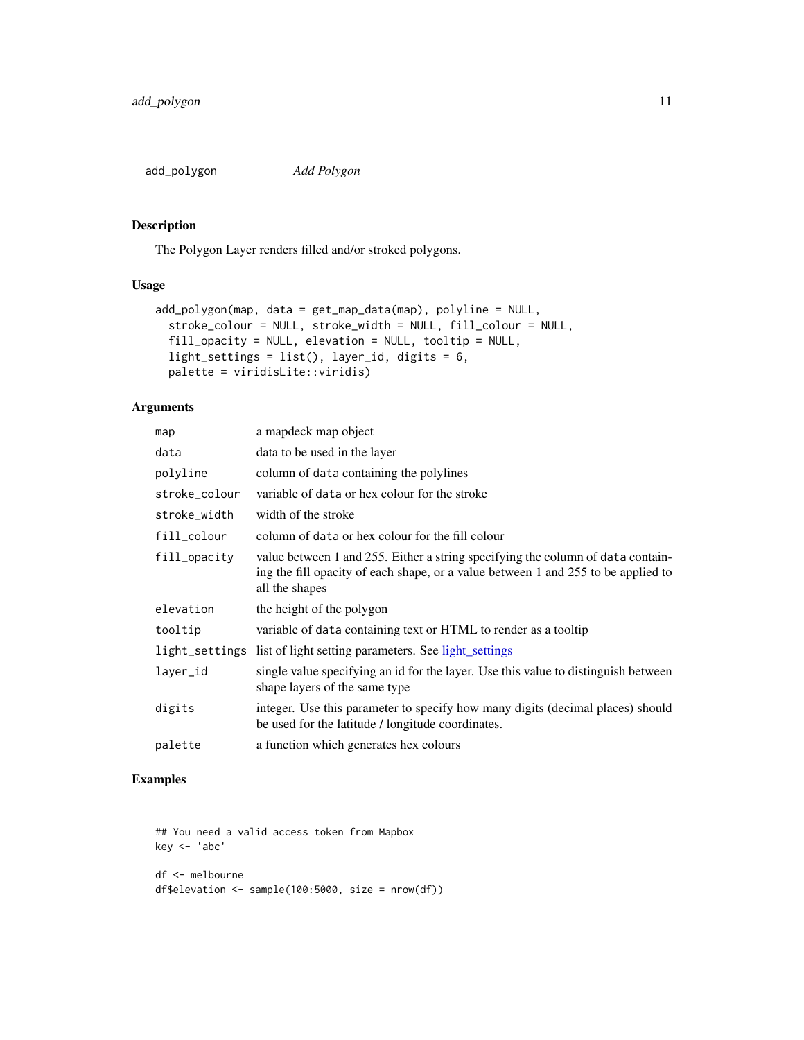## add_polygon *Add Polygon*

### Description

The Polygon Layer renders filled and/or stroked polygons.

### Usage

```
add_polygon(map, data = get_map_data(map), polyline = NULL,
  stroke_colour = NULL, stroke_width = NULL, fill_colour = NULL,
  fill_opacity = NULL, elevation = NULL, tooltip = NULL,
  light_settings = list(), layer_id, digits = 6,
  palette = viridisLite::viridis)
```

### Arguments

| | |
|---|---|
| map | a mapdeck map object |
| data | data to be used in the layer |
| polyline | column of data containing the polylines |
| stroke_colour | variable of data or hex colour for the stroke |
| stroke_width | width of the stroke |
| fill_colour | column of data or hex colour for the fill colour |
| fill_opacity | value between 1 and 255. Either a string specifying the column of data containing the fill opacity of each shape, or a value between 1 and 255 to be applied to all the shapes |
| elevation | the height of the polygon |
| tooltip | variable of data containing text or HTML to render as a tooltip |
| light_settings | list of light setting parameters. See light_settings |
| layer_id | single value specifying an id for the layer. Use this value to distinguish between shape layers of the same type |
| digits | integer. Use this parameter to specify how many digits (decimal places) should be used for the latitude / longitude coordinates. |
| palette | a function which generates hex colours |

### Examples

```
## You need a valid access token from Mapbox
key <- 'abc'

df <- melbourne
df$elevation <- sample(100:5000, size = nrow(df))
```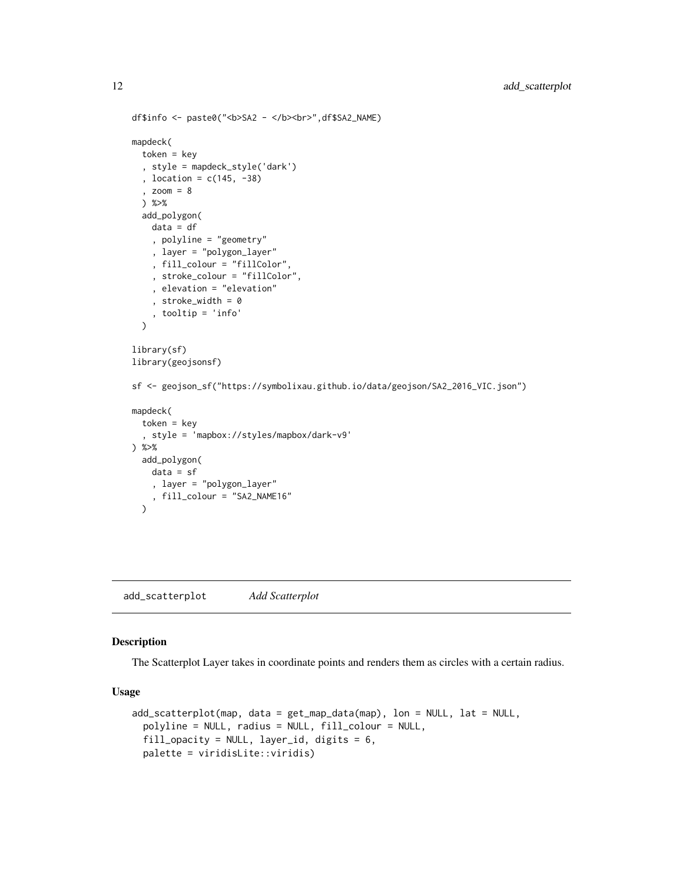```
df$info <- paste0("<b>SA2 - </b><br>",df$SA2_NAME)

mapdeck(
  token = key
  , style = mapdeck_style('dark')
  , location = c(145, -38)
  , zoom = 8
  ) %>%
  add_polygon(
    data = df
    , polyline = "geometry"
    , layer = "polygon_layer"
    , fill_colour = "fillColor",
    , stroke_colour = "fillColor",
    , elevation = "elevation"
    , stroke_width = 0
    , tooltip = 'info'
  )

library(sf)
library(geojsonsf)

sf <- geojson_sf("https://symbolixau.github.io/data/geojson/SA2_2016_VIC.json")

mapdeck(
  token = key
  , style = 'mapbox://styles/mapbox/dark-v9'
) %>%
  add_polygon(
    data = sf
    , layer = "polygon_layer"
    , fill_colour = "SA2_NAME16"
  )
```

---

## add_scatterplot *Add Scatterplot*

---

### Description

The Scatterplot Layer takes in coordinate points and renders them as circles with a certain radius.

### Usage

```
add_scatterplot(map, data = get_map_data(map), lon = NULL, lat = NULL,
  polyline = NULL, radius = NULL, fill_colour = NULL,
  fill_opacity = NULL, layer_id, digits = 6,
  palette = viridisLite::viridis)
```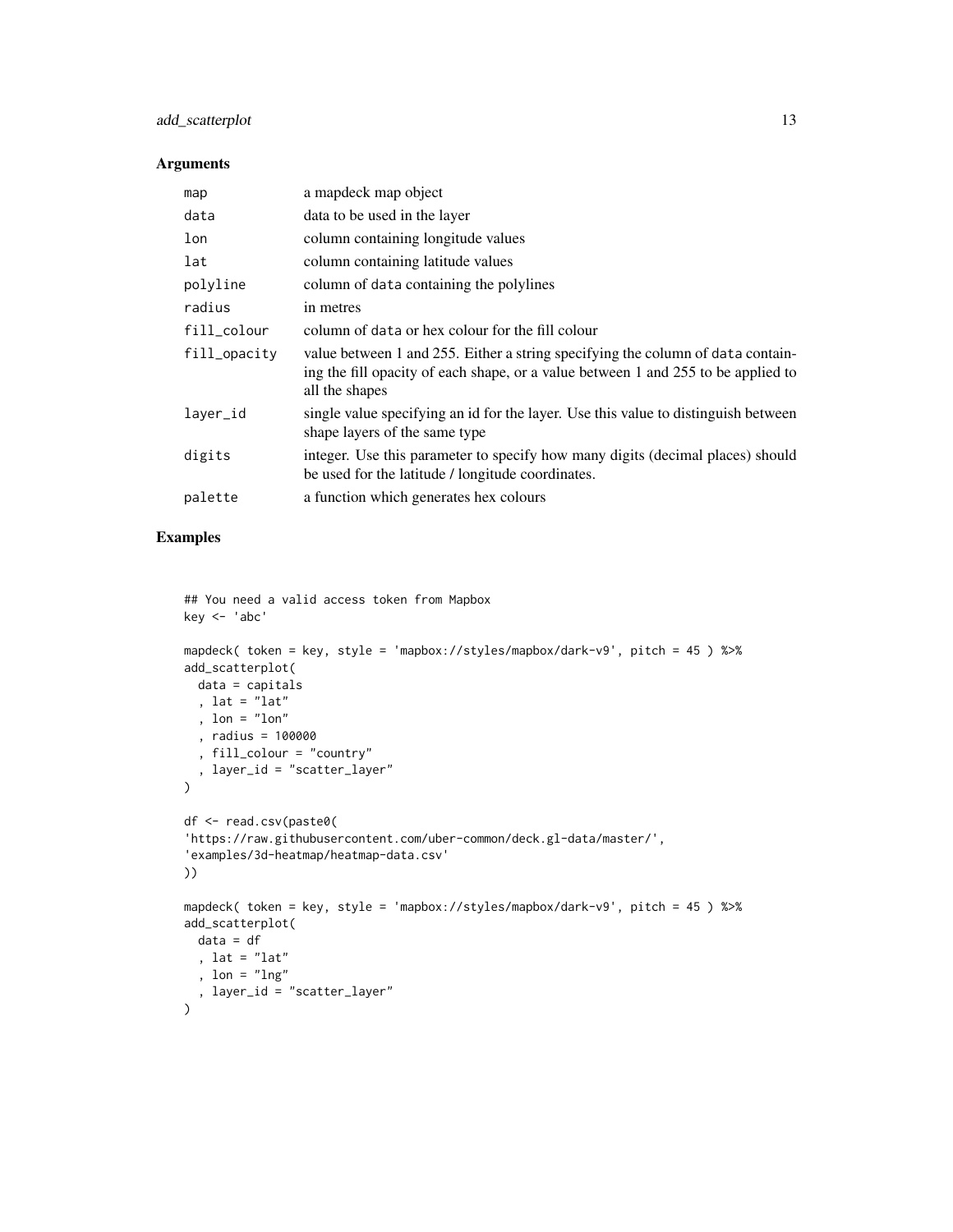### Arguments

| | |
|---|---|
| map | a mapdeck map object |
| data | data to be used in the layer |
| lon | column containing longitude values |
| lat | column containing latitude values |
| polyline | column of data containing the polylines |
| radius | in metres |
| fill_colour | column of data or hex colour for the fill colour |
| fill_opacity | value between 1 and 255. Either a string specifying the column of data containing the fill opacity of each shape, or a value between 1 and 255 to be applied to all the shapes |
| layer_id | single value specifying an id for the layer. Use this value to distinguish between shape layers of the same type |
| digits | integer. Use this parameter to specify how many digits (decimal places) should be used for the latitude / longitude coordinates. |
| palette | a function which generates hex colours |

### Examples

```
## You need a valid access token from Mapbox
key <- 'abc'

mapdeck( token = key, style = 'mapbox://styles/mapbox/dark-v9', pitch = 45 ) %>%
add_scatterplot(
  data = capitals
  , lat = "lat"
  , lon = "lon"
  , radius = 100000
  , fill_colour = "country"
  , layer_id = "scatter_layer"
)

df <- read.csv(paste0(
'https://raw.githubusercontent.com/uber-common/deck.gl-data/master/',
'examples/3d-heatmap/heatmap-data.csv'
))

mapdeck( token = key, style = 'mapbox://styles/mapbox/dark-v9', pitch = 45 ) %>%
add_scatterplot(
  data = df
  , lat = "lat"
  , lon = "lng"
  , layer_id = "scatter_layer"
)
```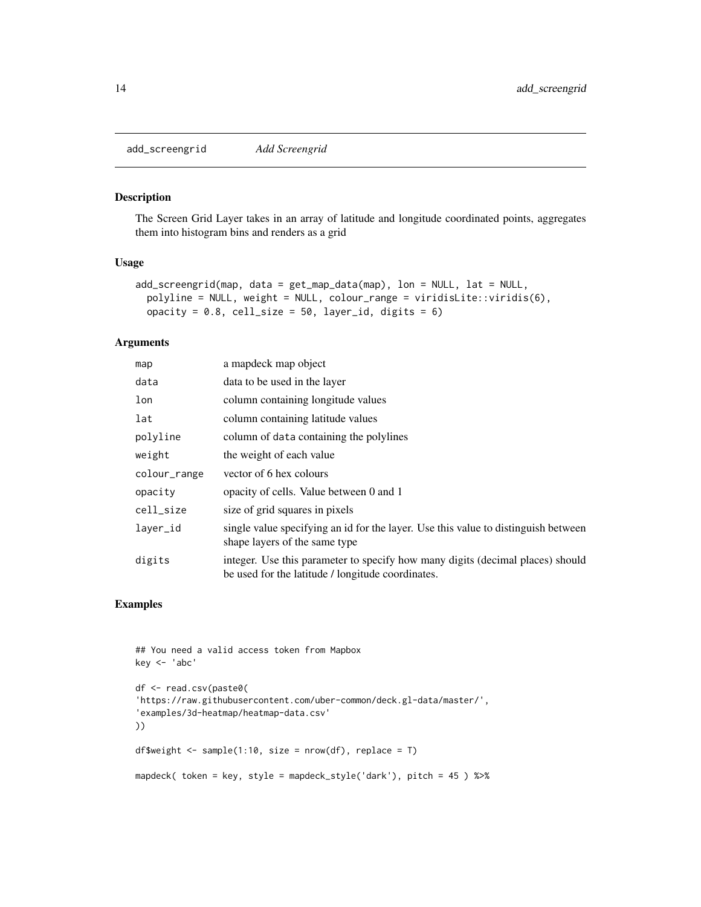# add_screengrid    *Add Screengrid*

## Description

The Screen Grid Layer takes in an array of latitude and longitude coordinated points, aggregates them into histogram bins and renders as a grid

## Usage

```
add_screengrid(map, data = get_map_data(map), lon = NULL, lat = NULL,
  polyline = NULL, weight = NULL, colour_range = viridisLite::viridis(6),
  opacity = 0.8, cell_size = 50, layer_id, digits = 6)
```

## Arguments

| | |
|---|---|
| map | a mapdeck map object |
| data | data to be used in the layer |
| lon | column containing longitude values |
| lat | column containing latitude values |
| polyline | column of data containing the polylines |
| weight | the weight of each value |
| colour_range | vector of 6 hex colours |
| opacity | opacity of cells. Value between 0 and 1 |
| cell_size | size of grid squares in pixels |
| layer_id | single value specifying an id for the layer. Use this value to distinguish between shape layers of the same type |
| digits | integer. Use this parameter to specify how many digits (decimal places) should be used for the latitude / longitude coordinates. |

## Examples

```
## You need a valid access token from Mapbox
key <- 'abc'

df <- read.csv(paste0(
'https://raw.githubusercontent.com/uber-common/deck.gl-data/master/',
'examples/3d-heatmap/heatmap-data.csv'
))

df$weight <- sample(1:10, size = nrow(df), replace = T)

mapdeck( token = key, style = mapdeck_style('dark'), pitch = 45 ) %>%
```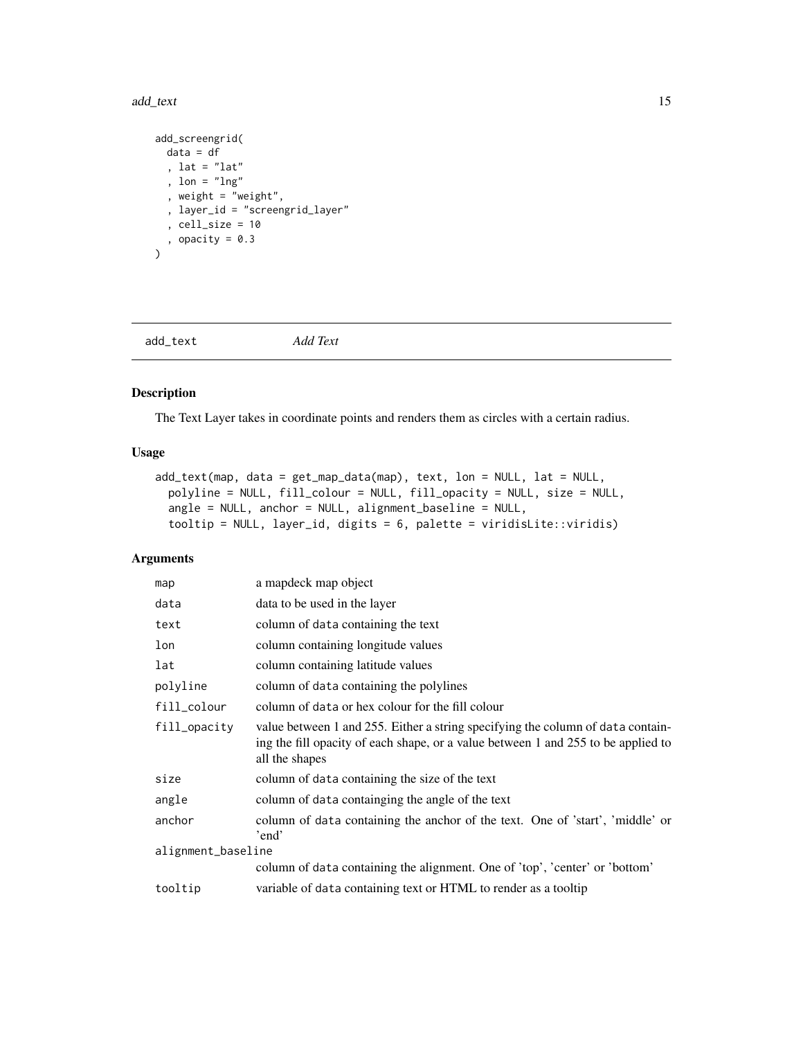```
add_screengrid(
  data = df
  , lat = "lat"
  , lon = "lng"
  , weight = "weight",
  , layer_id = "screengrid_layer"
  , cell_size = 10
  , opacity = 0.3
)
```

## add_text *Add Text*

### Description

The Text Layer takes in coordinate points and renders them as circles with a certain radius.

### Usage

```
add_text(map, data = get_map_data(map), text, lon = NULL, lat = NULL,
  polyline = NULL, fill_colour = NULL, fill_opacity = NULL, size = NULL,
  angle = NULL, anchor = NULL, alignment_baseline = NULL,
  tooltip = NULL, layer_id, digits = 6, palette = viridisLite::viridis)
```

### Arguments

| | |
|---|---|
| map | a mapdeck map object |
| data | data to be used in the layer |
| text | column of data containing the text |
| lon | column containing longitude values |
| lat | column containing latitude values |
| polyline | column of data containing the polylines |
| fill_colour | column of data or hex colour for the fill colour |
| fill_opacity | value between 1 and 255. Either a string specifying the column of data containing the fill opacity of each shape, or a value between 1 and 255 to be applied to all the shapes |
| size | column of data containing the size of the text |
| angle | column of data containinging the angle of the text |
| anchor | column of data containing the anchor of the text. One of 'start', 'middle' or 'end' |
| alignment_baseline | column of data containing the alignment. One of 'top', 'center' or 'bottom' |
| tooltip | variable of data containing text or HTML to render as a tooltip |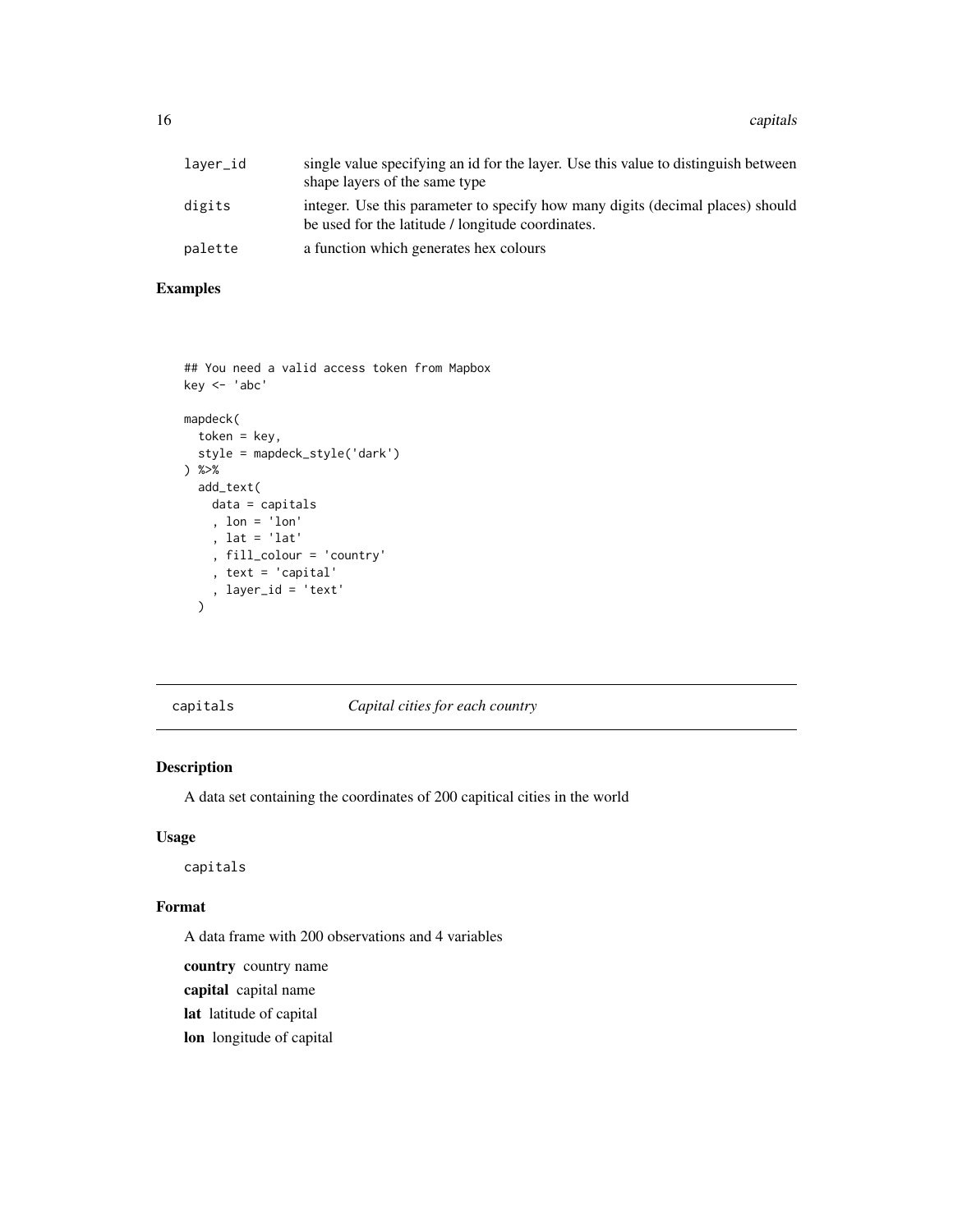| | |
|---|---|
| layer_id | single value specifying an id for the layer. Use this value to distinguish between shape layers of the same type |
| digits | integer. Use this parameter to specify how many digits (decimal places) should be used for the latitude / longitude coordinates. |
| palette | a function which generates hex colours |

## Examples

```
## You need a valid access token from Mapbox
key <- 'abc'

mapdeck(
  token = key,
  style = mapdeck_style('dark')
) %>%
  add_text(
    data = capitals
    , lon = 'lon'
    , lat = 'lat'
    , fill_colour = 'country'
    , text = 'capital'
    , layer_id = 'text'
  )
```

---

# capitals &nbsp;&nbsp;&nbsp;&nbsp; *Capital cities for each country*

---

## Description

A data set containing the coordinates of 200 capitical cities in the world

## Usage

```
capitals
```

## Format

A data frame with 200 observations and 4 variables

**country** country name

**capital** capital name

**lat** latitude of capital

**lon** longitude of capital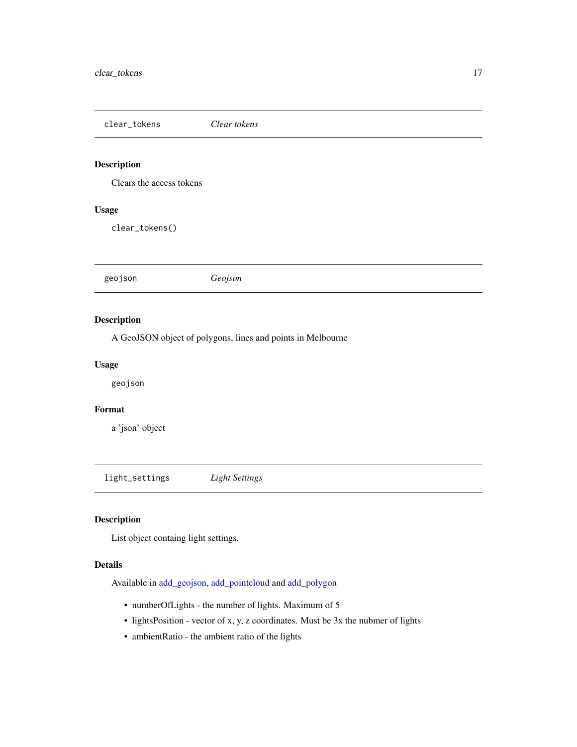## clear_tokens *Clear tokens*

### Description

Clears the access tokens

### Usage

```
clear_tokens()
```

## geojson *Geojson*

### Description

A GeoJSON object of polygons, lines and points in Melbourne

### Usage

```
geojson
```

### Format

a 'json' object

## light_settings *Light Settings*

### Description

List object containg light settings.

### Details

Available in add_geojson, add_pointcloud and add_polygon

- numberOfLights - the number of lights. Maximum of 5
- lightsPosition - vector of x, y, z coordinates. Must be 3x the nubmer of lights
- ambientRatio - the ambient ratio of the lights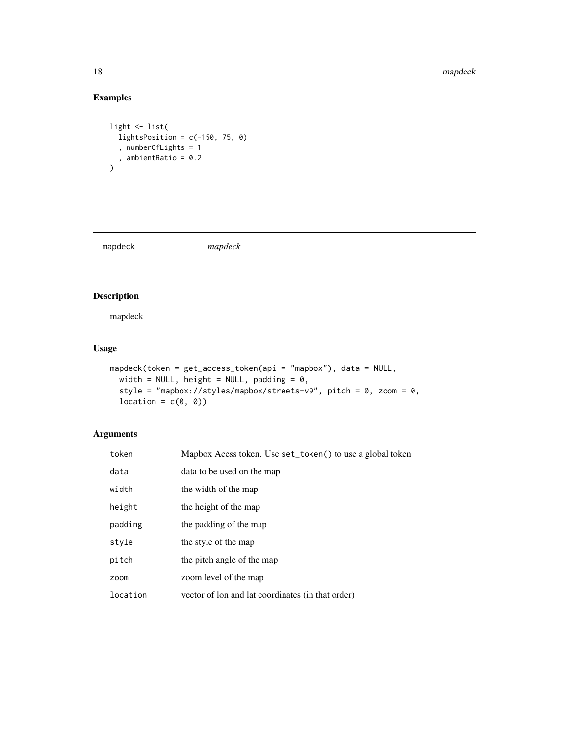## Examples

```
light <- list(
  lightsPosition = c(-150, 75, 0)
  , numberOfLights = 1
  , ambientRatio = 0.2
)
```

---

mapdeck    *mapdeck*

---

## Description

mapdeck

## Usage

```
mapdeck(token = get_access_token(api = "mapbox"), data = NULL,
  width = NULL, height = NULL, padding = 0,
  style = "mapbox://styles/mapbox/streets-v9", pitch = 0, zoom = 0,
  location = c(0, 0))
```

## Arguments

| | |
|---|---|
| token | Mapbox Acess token. Use set_token() to use a global token |
| data | data to be used on the map |
| width | the width of the map |
| height | the height of the map |
| padding | the padding of the map |
| style | the style of the map |
| pitch | the pitch angle of the map |
| zoom | zoom level of the map |
| location | vector of lon and lat coordinates (in that order) |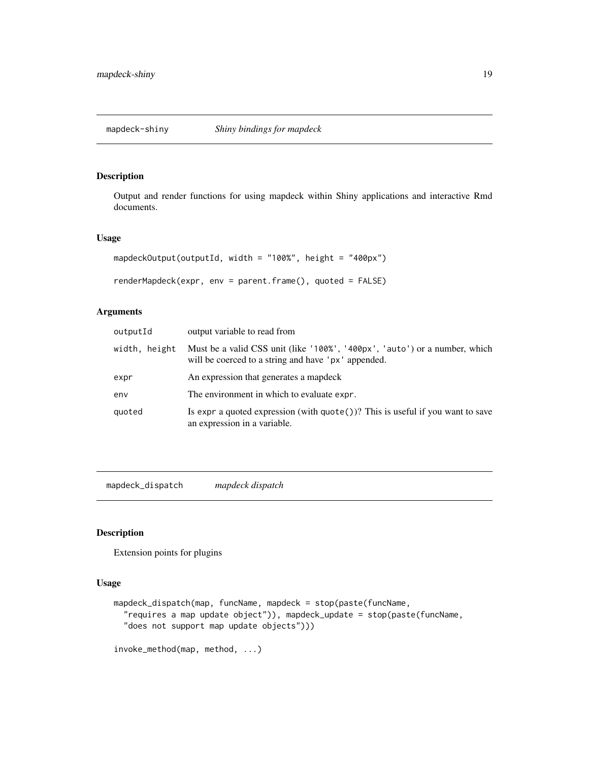## mapdeck-shiny — *Shiny bindings for mapdeck*

### Description

Output and render functions for using mapdeck within Shiny applications and interactive Rmd documents.

### Usage

```
mapdeckOutput(outputId, width = "100%", height = "400px")

renderMapdeck(expr, env = parent.frame(), quoted = FALSE)
```

### Arguments

| Argument | Description |
|---|---|
| `outputId` | output variable to read from |
| `width, height` | Must be a valid CSS unit (like `'100%'`, `'400px'`, `'auto'`) or a number, which will be coerced to a string and have `'px'` appended. |
| `expr` | An expression that generates a mapdeck |
| `env` | The environment in which to evaluate `expr`. |
| `quoted` | Is `expr` a quoted expression (with `quote()`)? This is useful if you want to save an expression in a variable. |

## mapdeck_dispatch — *mapdeck dispatch*

### Description

Extension points for plugins

### Usage

```
mapdeck_dispatch(map, funcName, mapdeck = stop(paste(funcName,
  "requires a map update object")), mapdeck_update = stop(paste(funcName,
  "does not support map update objects")))

invoke_method(map, method, ...)
```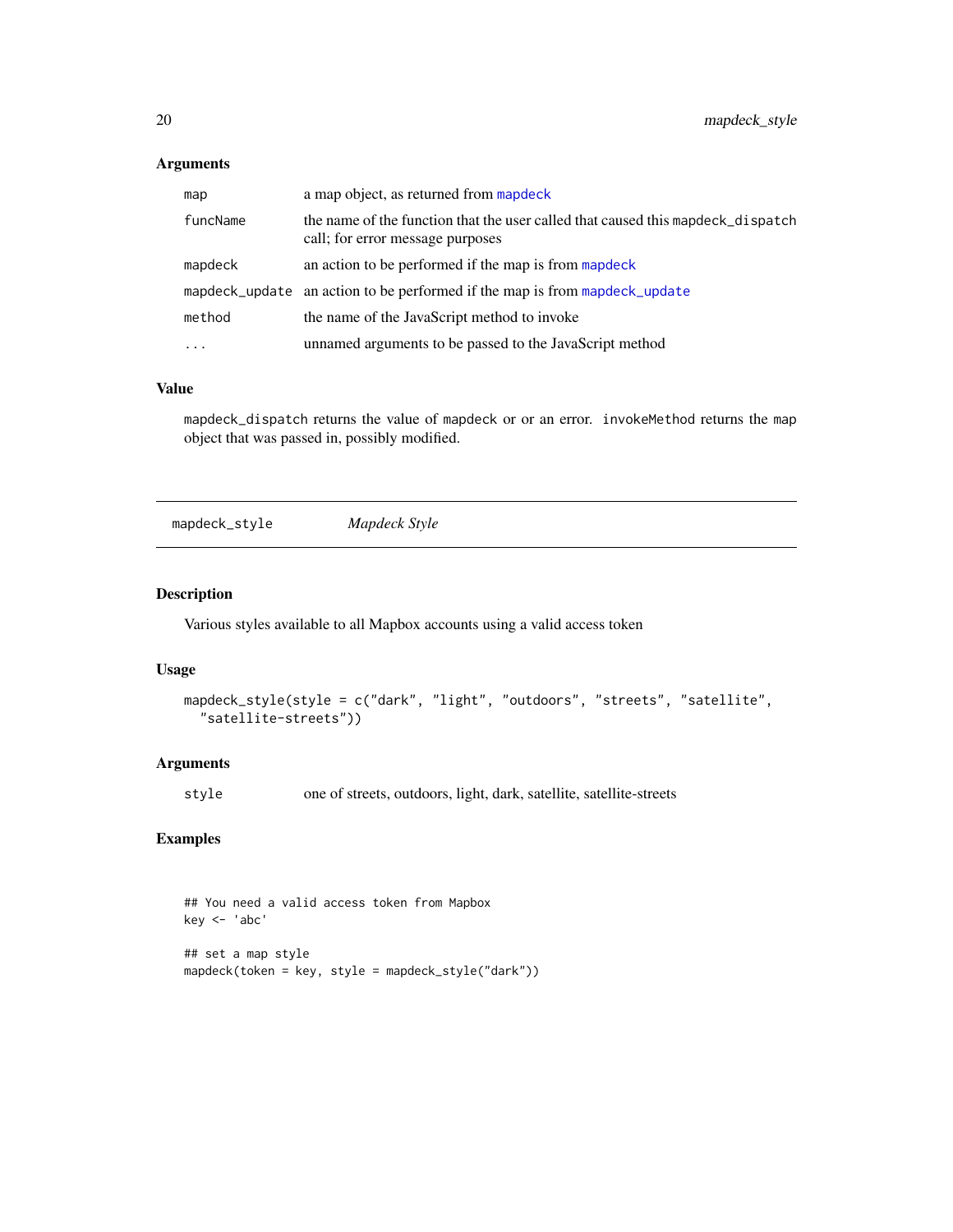### Arguments

| | |
|---|---|
| `map` | a map object, as returned from `mapdeck` |
| `funcName` | the name of the function that the user called that caused this `mapdeck_dispatch` call; for error message purposes |
| `mapdeck` | an action to be performed if the map is from `mapdeck` |
| `mapdeck_update` | an action to be performed if the map is from `mapdeck_update` |
| `method` | the name of the JavaScript method to invoke |
| `...` | unnamed arguments to be passed to the JavaScript method |

### Value

`mapdeck_dispatch` returns the value of `mapdeck` or or an error. `invokeMethod` returns the `map` object that was passed in, possibly modified.

---

## mapdeck_style &nbsp;&nbsp;&nbsp; *Mapdeck Style*

---

### Description

Various styles available to all Mapbox accounts using a valid access token

### Usage

```
mapdeck_style(style = c("dark", "light", "outdoors", "streets", "satellite",
  "satellite-streets"))
```

### Arguments

| | |
|---|---|
| `style` | one of streets, outdoors, light, dark, satellite, satellite-streets |

### Examples

```
## You need a valid access token from Mapbox
key <- 'abc'

## set a map style
mapdeck(token = key, style = mapdeck_style("dark"))
```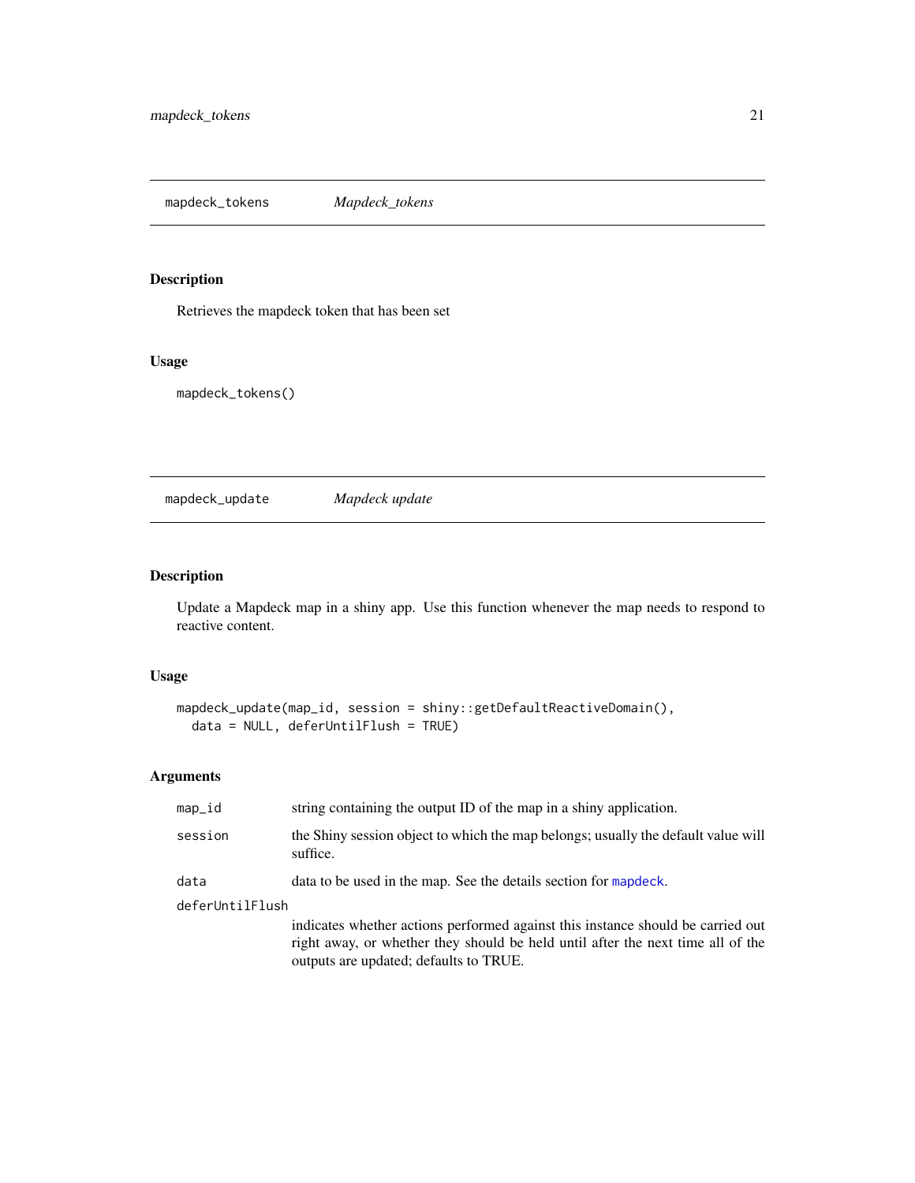## mapdeck_tokens — *Mapdeck_tokens*

### Description

Retrieves the mapdeck token that has been set

### Usage

```
mapdeck_tokens()
```

## mapdeck_update — *Mapdeck update*

### Description

Update a Mapdeck map in a shiny app. Use this function whenever the map needs to respond to reactive content.

### Usage

```
mapdeck_update(map_id, session = shiny::getDefaultReactiveDomain(),
  data = NULL, deferUntilFlush = TRUE)
```

### Arguments

| | |
|---|---|
| `map_id` | string containing the output ID of the map in a shiny application. |
| `session` | the Shiny session object to which the map belongs; usually the default value will suffice. |
| `data` | data to be used in the map. See the details section for `mapdeck`. |
| `deferUntilFlush` | indicates whether actions performed against this instance should be carried out right away, or whether they should be held until after the next time all of the outputs are updated; defaults to TRUE. |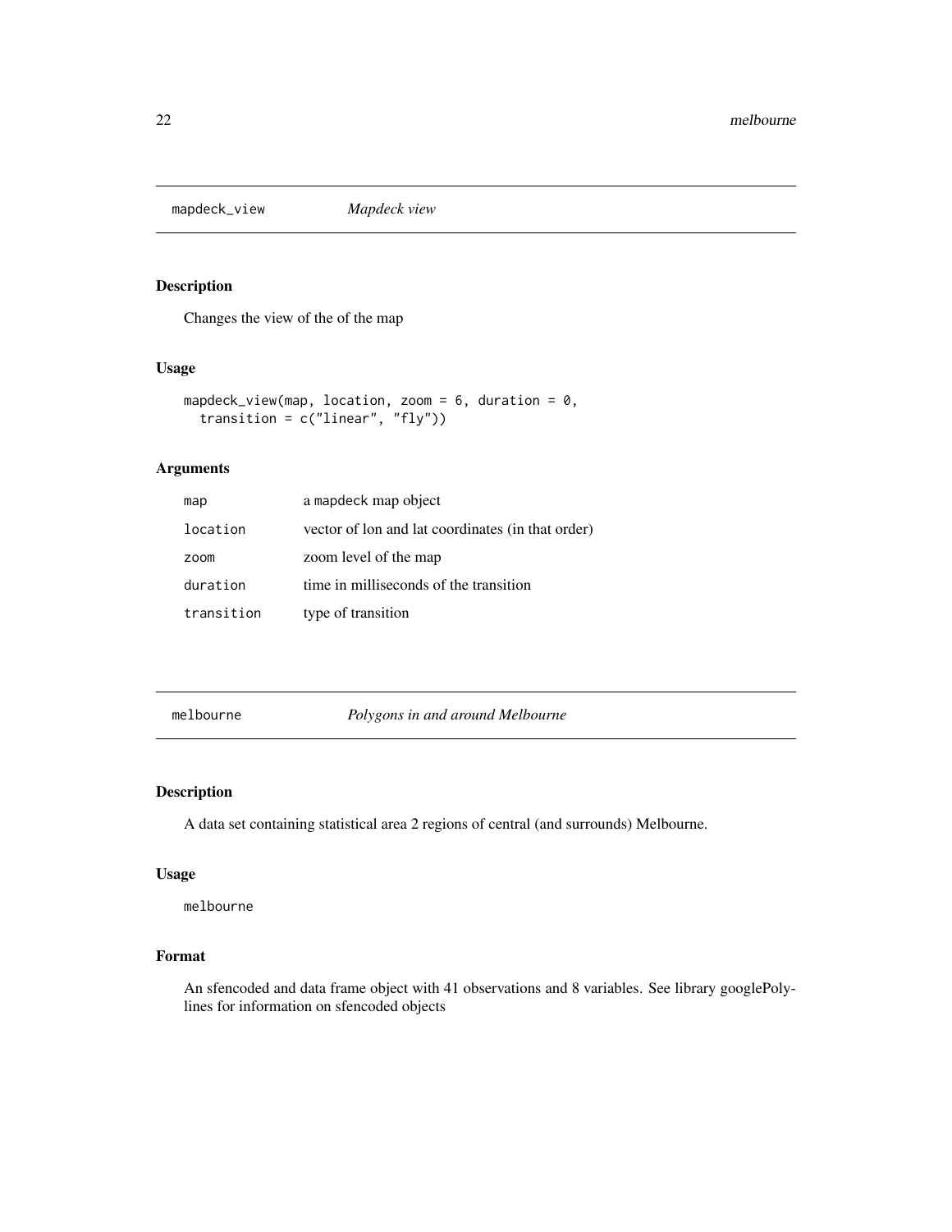## mapdeck_view *Mapdeck view*

### Description

Changes the view of the of the map

### Usage

```
mapdeck_view(map, location, zoom = 6, duration = 0,
  transition = c("linear", "fly"))
```

### Arguments

| | |
|---|---|
| map | a mapdeck map object |
| location | vector of lon and lat coordinates (in that order) |
| zoom | zoom level of the map |
| duration | time in milliseconds of the transition |
| transition | type of transition |

## melbourne *Polygons in and around Melbourne*

### Description

A data set containing statistical area 2 regions of central (and surrounds) Melbourne.

### Usage

```
melbourne
```

### Format

An sfencoded and data frame object with 41 observations and 8 variables. See library googlePolylines for information on sfencoded objects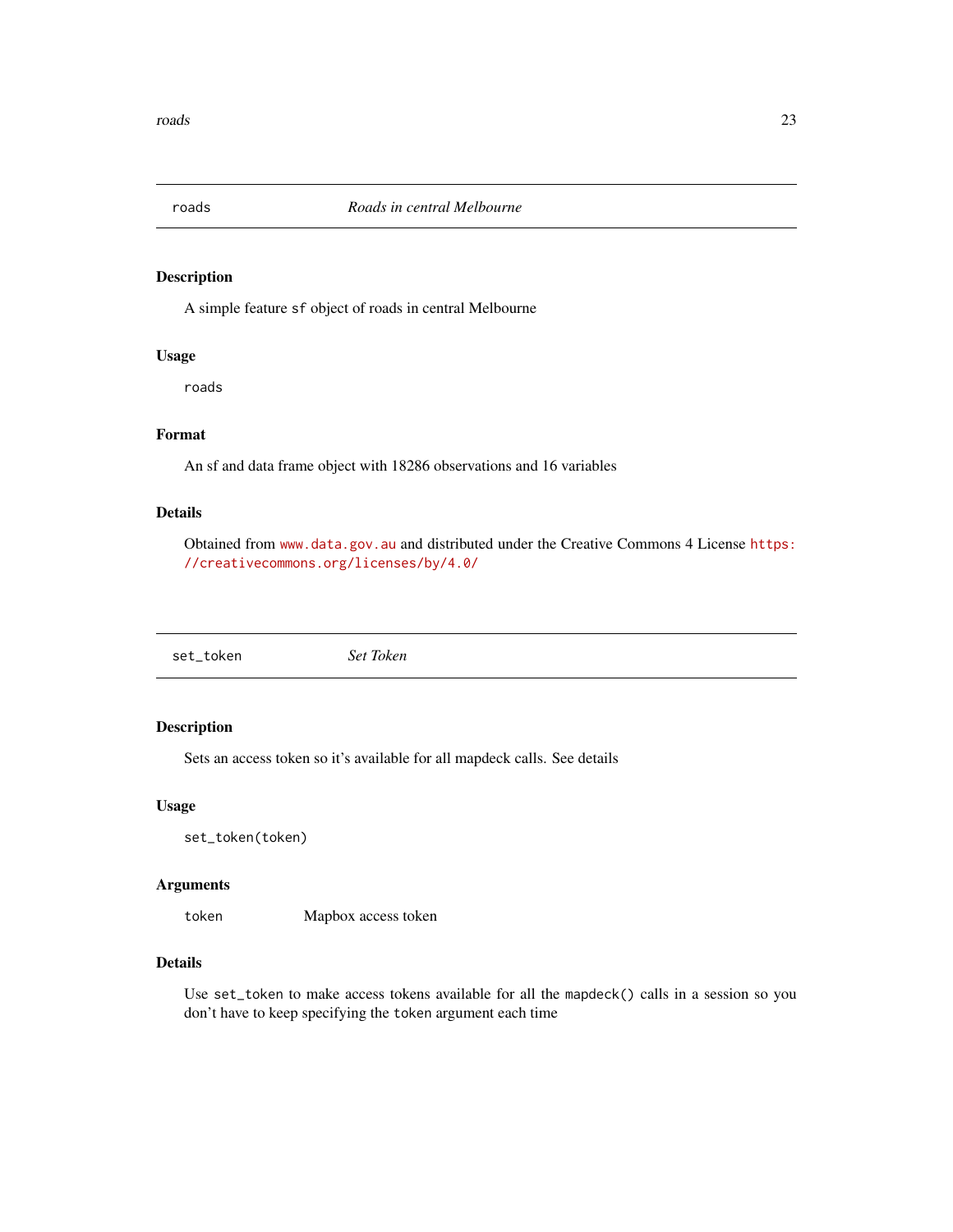## roads — *Roads in central Melbourne*

### Description

A simple feature `sf` object of roads in central Melbourne

### Usage

```
roads
```

### Format

An sf and data frame object with 18286 observations and 16 variables

### Details

Obtained from www.data.gov.au and distributed under the Creative Commons 4 License https://creativecommons.org/licenses/by/4.0/

## set_token — *Set Token*

### Description

Sets an access token so it's available for all mapdeck calls. See details

### Usage

```
set_token(token)
```

### Arguments

| | |
|---|---|
| token | Mapbox access token |

### Details

Use `set_token` to make access tokens available for all the `mapdeck()` calls in a session so you don't have to keep specifying the `token` argument each time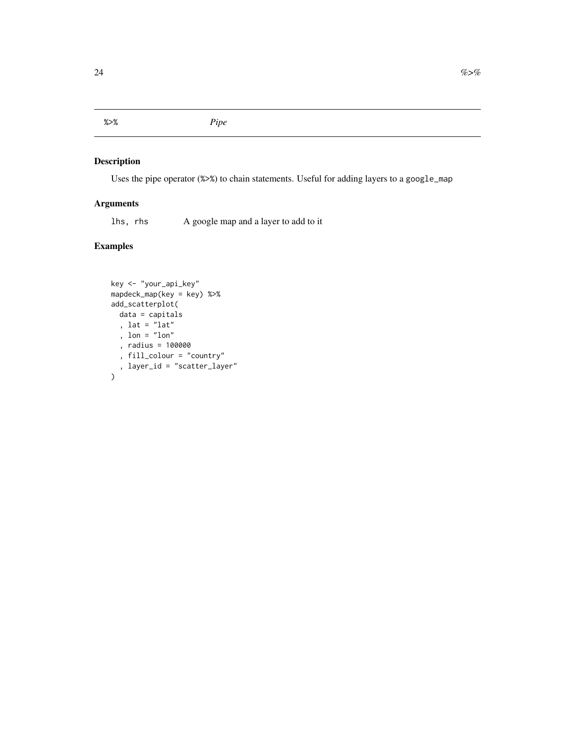## %>% *Pipe*

### Description

Uses the pipe operator (%>%) to chain statements. Useful for adding layers to a google_map

### Arguments

lhs, rhs    A google map and a layer to add to it

### Examples

```
key <- "your_api_key"
mapdeck_map(key = key) %>%
add_scatterplot(
  data = capitals
  , lat = "lat"
  , lon = "lon"
  , radius = 100000
  , fill_colour = "country"
  , layer_id = "scatter_layer"
)
```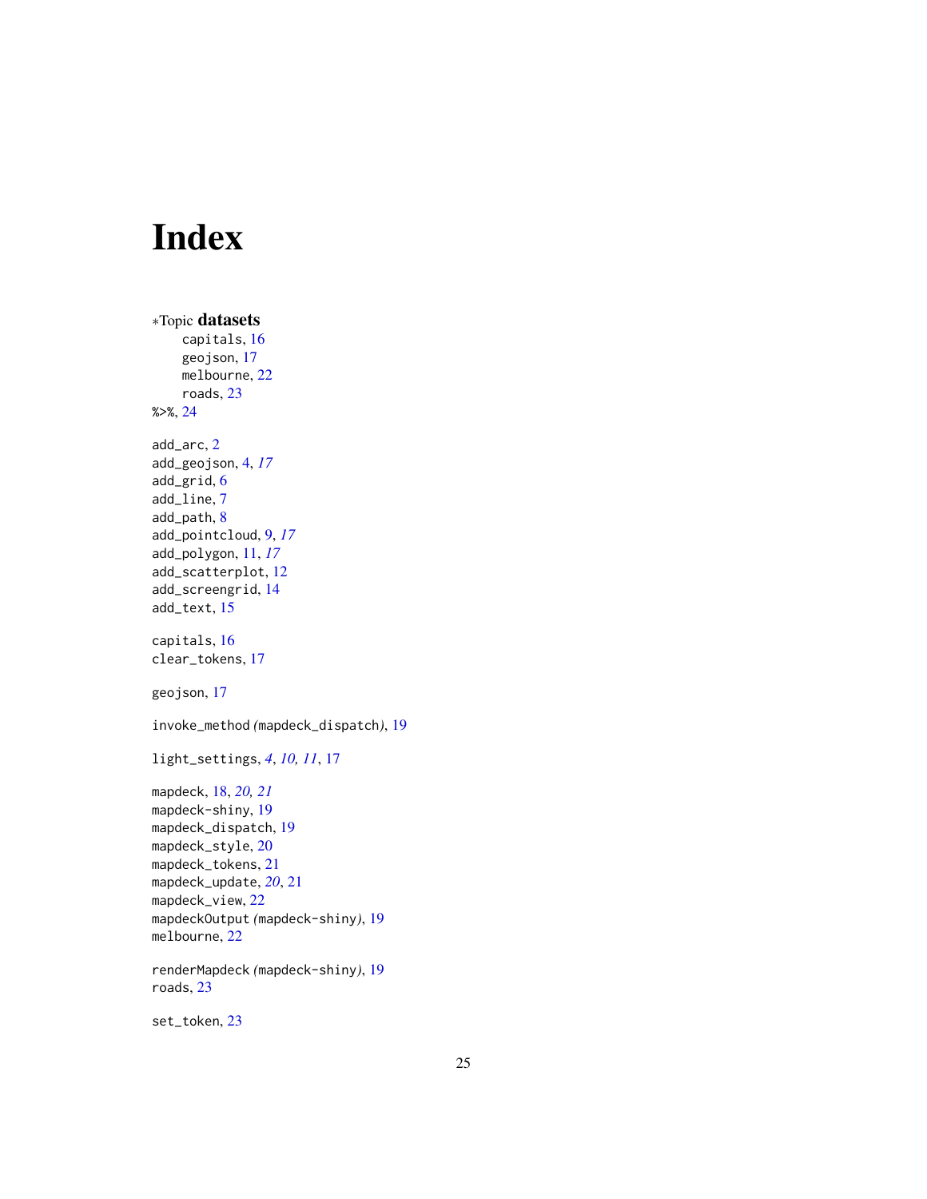# Index

∗Topic **datasets**

capitals, 16
geojson, 17
melbourne, 22
roads, 23

%>%, 24

add_arc, 2
add_geojson, 4, *17*
add_grid, 6
add_line, 7
add_path, 8
add_pointcloud, 9, *17*
add_polygon, 11, *17*
add_scatterplot, 12
add_screengrid, 14
add_text, 15

capitals, 16
clear_tokens, 17

geojson, 17

invoke_method *(*mapdeck_dispatch*)*, 19

light_settings, *4*, *10, 11*, 17

mapdeck, 18, *20, 21*
mapdeck-shiny, 19
mapdeck_dispatch, 19
mapdeck_style, 20
mapdeck_tokens, 21
mapdeck_update, *20*, 21
mapdeck_view, 22
mapdeckOutput *(*mapdeck-shiny*)*, 19
melbourne, 22

renderMapdeck *(*mapdeck-shiny*)*, 19
roads, 23

set_token, 23